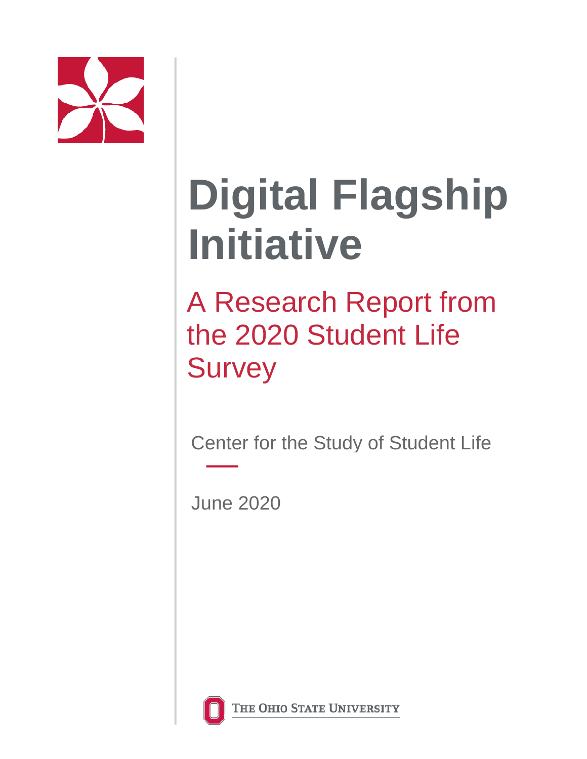# Digital Flagship Initiative

## A Research Report from the 2020 Student Life Survey

Center for the Study of Student Life

June 2020

The Ohio State University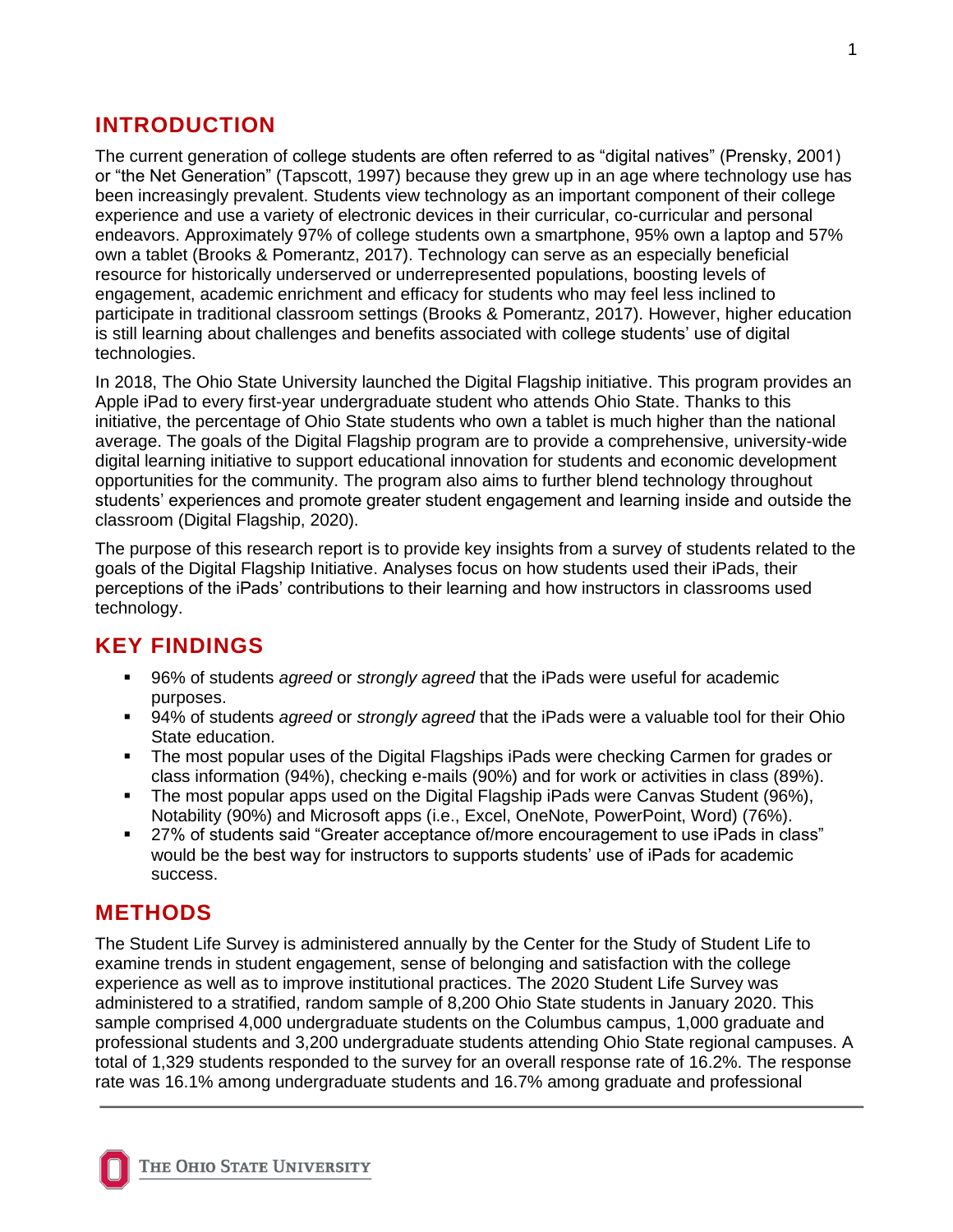## INTRODUCTION

The current generation of college students are often referred to as "digital natives" (Prensky, 2001) or "the Net Generation" (Tapscott, 1997) because they grew up in an age where technology use has been increasingly prevalent. Students view technology as an important component of their college experience and use a variety of electronic devices in their curricular, co-curricular and personal endeavors. Approximately 97% of college students own a smartphone, 95% own a laptop and 57% own a tablet (Brooks & Pomerantz, 2017). Technology can serve as an especially beneficial resource for historically underserved or underrepresented populations, boosting levels of engagement, academic enrichment and efficacy for students who may feel less inclined to participate in traditional classroom settings (Brooks & Pomerantz, 2017). However, higher education is still learning about challenges and benefits associated with college students' use of digital technologies.

In 2018, The Ohio State University launched the Digital Flagship initiative. This program provides an Apple iPad to every first-year undergraduate student who attends Ohio State. Thanks to this initiative, the percentage of Ohio State students who own a tablet is much higher than the national average. The goals of the Digital Flagship program are to provide a comprehensive, university-wide digital learning initiative to support educational innovation for students and economic development opportunities for the community. The program also aims to further blend technology throughout students' experiences and promote greater student engagement and learning inside and outside the classroom (Digital Flagship, 2020).

The purpose of this research report is to provide key insights from a survey of students related to the goals of the Digital Flagship Initiative. Analyses focus on how students used their iPads, their perceptions of the iPads' contributions to their learning and how instructors in classrooms used technology.

## KEY FINDINGS

- 96% of students *agreed* or *strongly agreed* that the iPads were useful for academic purposes.
- 94% of students *agreed* or *strongly agreed* that the iPads were a valuable tool for their Ohio State education.
- The most popular uses of the Digital Flagships iPads were checking Carmen for grades or class information (94%), checking e-mails (90%) and for work or activities in class (89%).
- The most popular apps used on the Digital Flagship iPads were Canvas Student (96%), Notability (90%) and Microsoft apps (i.e., Excel, OneNote, PowerPoint, Word) (76%).
- 27% of students said "Greater acceptance of/more encouragement to use iPads in class" would be the best way for instructors to supports students' use of iPads for academic success.

## METHODS

The Student Life Survey is administered annually by the Center for the Study of Student Life to examine trends in student engagement, sense of belonging and satisfaction with the college experience as well as to improve institutional practices. The 2020 Student Life Survey was administered to a stratified, random sample of 8,200 Ohio State students in January 2020. This sample comprised 4,000 undergraduate students on the Columbus campus, 1,000 graduate and professional students and 3,200 undergraduate students attending Ohio State regional campuses. A total of 1,329 students responded to the survey for an overall response rate of 16.2%. The response rate was 16.1% among undergraduate students and 16.7% among graduate and professional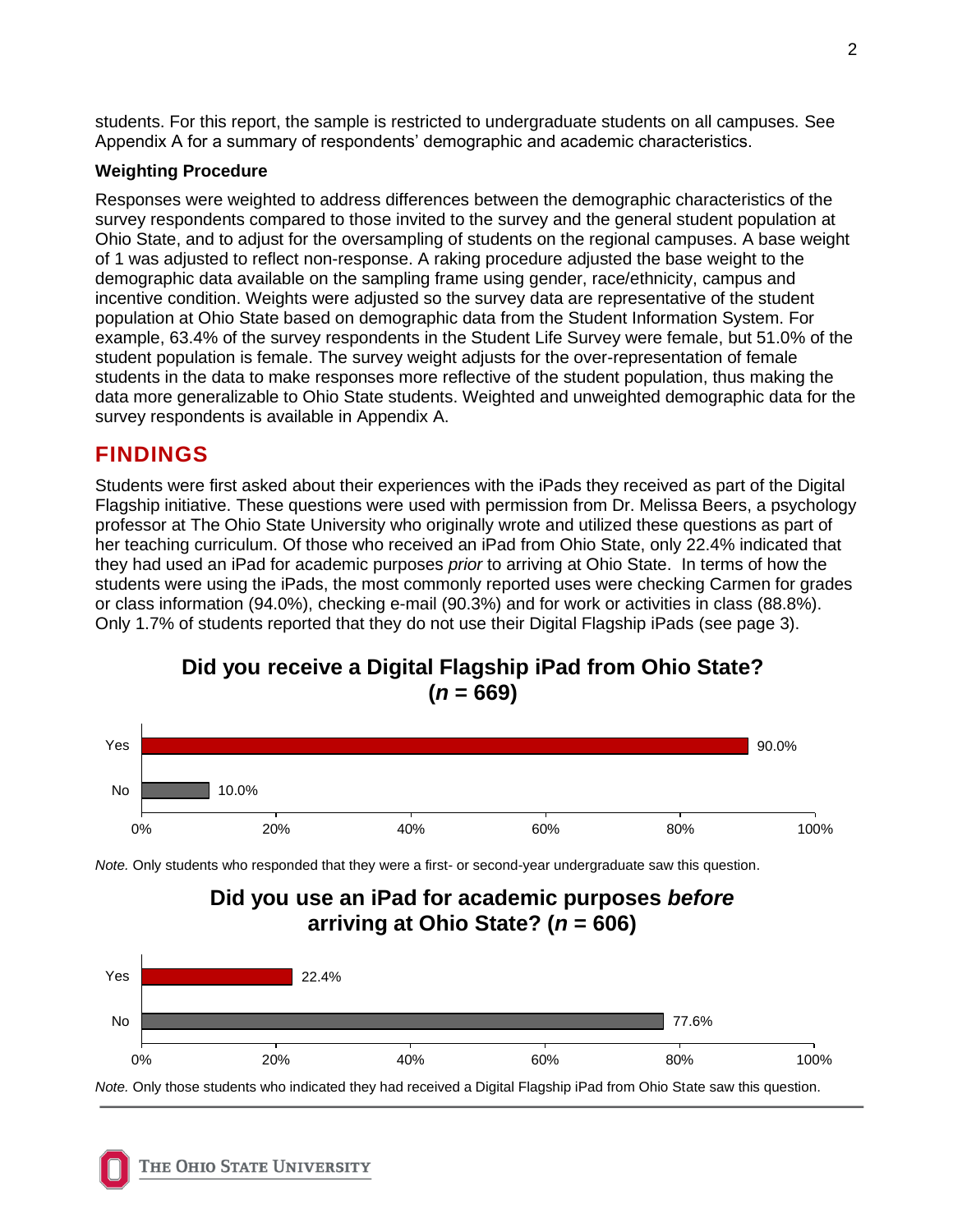students. For this report, the sample is restricted to undergraduate students on all campuses. See Appendix A for a summary of respondents' demographic and academic characteristics.

**Weighting Procedure**

Responses were weighted to address differences between the demographic characteristics of the survey respondents compared to those invited to the survey and the general student population at Ohio State, and to adjust for the oversampling of students on the regional campuses. A base weight of 1 was adjusted to reflect non-response. A raking procedure adjusted the base weight to the demographic data available on the sampling frame using gender, race/ethnicity, campus and incentive condition. Weights were adjusted so the survey data are representative of the student population at Ohio State based on demographic data from the Student Information System. For example, 63.4% of the survey respondents in the Student Life Survey were female, but 51.0% of the student population is female. The survey weight adjusts for the over-representation of female students in the data to make responses more reflective of the student population, thus making the data more generalizable to Ohio State students. Weighted and unweighted demographic data for the survey respondents is available in Appendix A.

## FINDINGS

Students were first asked about their experiences with the iPads they received as part of the Digital Flagship initiative. These questions were used with permission from Dr. Melissa Beers, a psychology professor at The Ohio State University who originally wrote and utilized these questions as part of her teaching curriculum. Of those who received an iPad from Ohio State, only 22.4% indicated that they had used an iPad for academic purposes *prior* to arriving at Ohio State. In terms of how the students were using the iPads, the most commonly reported uses were checking Carmen for grades or class information (94.0%), checking e-mail (90.3%) and for work or activities in class (88.8%). Only 1.7% of students reported that they do not use their Digital Flagship iPads (see page 3).

### Did you receive a Digital Flagship iPad from Ohio State? (*n* = 669)

| Response | Percent |
|---|---|
| Yes | 90.0% |
| No | 10.0% |

*Note.* Only students who responded that they were a first- or second-year undergraduate saw this question.

### Did you use an iPad for academic purposes *before* arriving at Ohio State? (*n* = 606)

| Response | Percent |
|---|---|
| Yes | 22.4% |
| No | 77.6% |

*Note.* Only those students who indicated they had received a Digital Flagship iPad from Ohio State saw this question.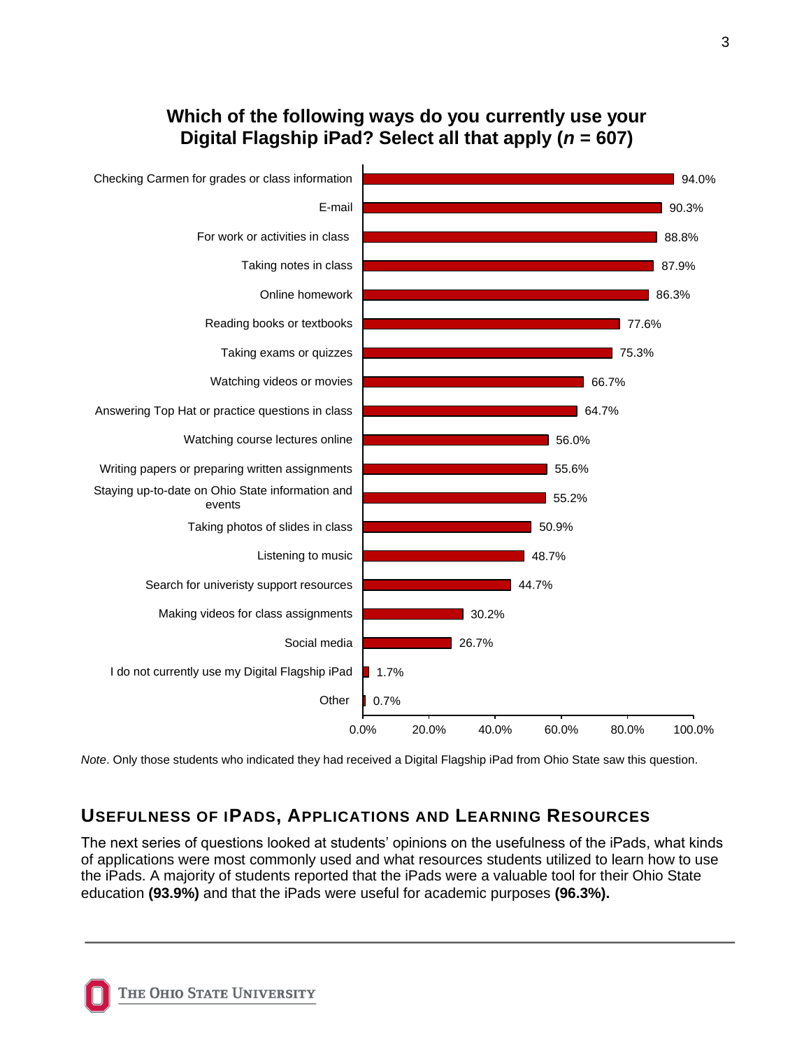**Which of the following ways do you currently use your Digital Flagship iPad? Select all that apply (*n* = 607)**

| Use | Percentage |
|---|---|
| Checking Carmen for grades or class information | 94.0% |
| E-mail | 90.3% |
| For work or activities in class | 88.8% |
| Taking notes in class | 87.9% |
| Online homework | 86.3% |
| Reading books or textbooks | 77.6% |
| Taking exams or quizzes | 75.3% |
| Watching videos or movies | 66.7% |
| Answering Top Hat or practice questions in class | 64.7% |
| Watching course lectures online | 56.0% |
| Writing papers or preparing written assignments | 55.6% |
| Staying up-to-date on Ohio State information and events | 55.2% |
| Taking photos of slides in class | 50.9% |
| Listening to music | 48.7% |
| Search for univeristy support resources | 44.7% |
| Making videos for class assignments | 30.2% |
| Social media | 26.7% |
| I do not currently use my Digital Flagship iPad | 1.7% |
| Other | 0.7% |

*Note*. Only those students who indicated they had received a Digital Flagship iPad from Ohio State saw this question.

## USEFULNESS OF IPADS, APPLICATIONS AND LEARNING RESOURCES

The next series of questions looked at students' opinions on the usefulness of the iPads, what kinds of applications were most commonly used and what resources students utilized to learn how to use the iPads. A majority of students reported that the iPads were a valuable tool for their Ohio State education **(93.9%)** and that the iPads were useful for academic purposes **(96.3%).**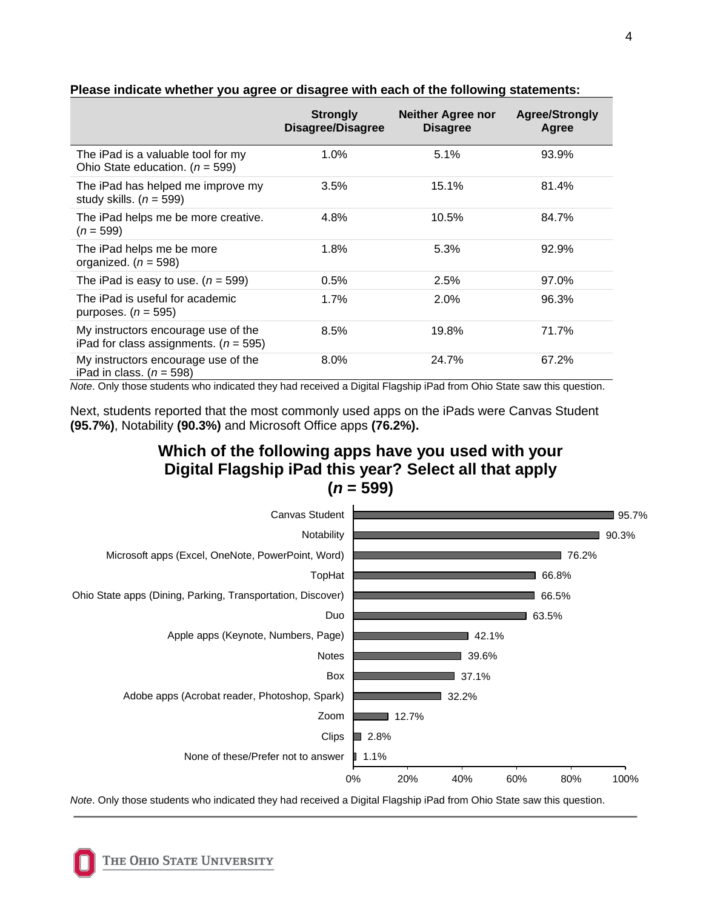**Please indicate whether you agree or disagree with each of the following statements:**

| | Strongly Disagree/Disagree | Neither Agree nor Disagree | Agree/Strongly Agree |
|---|---|---|---|
| The iPad is a valuable tool for my Ohio State education. (*n* = 599) | 1.0% | 5.1% | 93.9% |
| The iPad has helped me improve my study skills. (*n* = 599) | 3.5% | 15.1% | 81.4% |
| The iPad helps me be more creative. (*n* = 599) | 4.8% | 10.5% | 84.7% |
| The iPad helps me be more organized. (*n* = 598) | 1.8% | 5.3% | 92.9% |
| The iPad is easy to use. (*n* = 599) | 0.5% | 2.5% | 97.0% |
| The iPad is useful for academic purposes. (*n* = 595) | 1.7% | 2.0% | 96.3% |
| My instructors encourage use of the iPad for class assignments. (*n* = 595) | 8.5% | 19.8% | 71.7% |
| My instructors encourage use of the iPad in class. (*n* = 598) | 8.0% | 24.7% | 67.2% |

*Note*. Only those students who indicated they had received a Digital Flagship iPad from Ohio State saw this question.

Next, students reported that the most commonly used apps on the iPads were Canvas Student **(95.7%)**, Notability **(90.3%)** and Microsoft Office apps **(76.2%).**

**Which of the following apps have you used with your Digital Flagship iPad this year? Select all that apply (*n* = 599)**

| App | Percentage |
|---|---|
| Canvas Student | 95.7% |
| Notability | 90.3% |
| Microsoft apps (Excel, OneNote, PowerPoint, Word) | 76.2% |
| TopHat | 66.8% |
| Ohio State apps (Dining, Parking, Transportation, Discover) | 66.5% |
| Duo | 63.5% |
| Apple apps (Keynote, Numbers, Page) | 42.1% |
| Notes | 39.6% |
| Box | 37.1% |
| Adobe apps (Acrobat reader, Photoshop, Spark) | 32.2% |
| Zoom | 12.7% |
| Clips | 2.8% |
| None of these/Prefer not to answer | 1.1% |

*Note*. Only those students who indicated they had received a Digital Flagship iPad from Ohio State saw this question.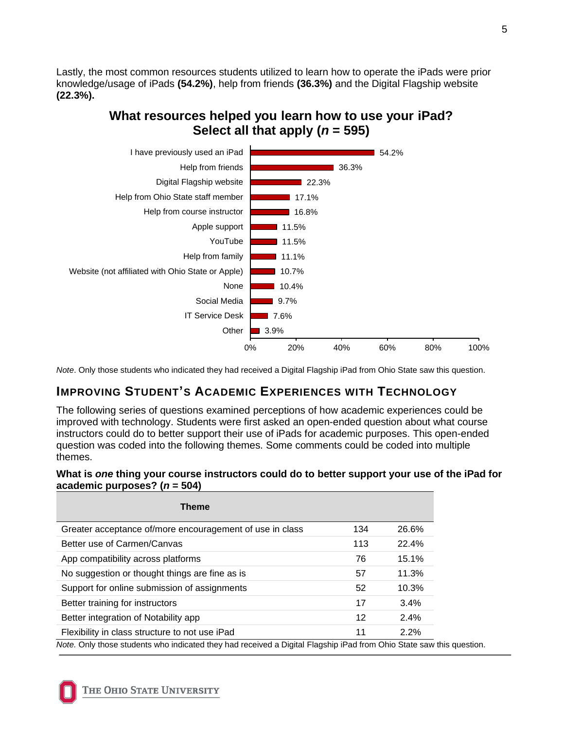Lastly, the most common resources students utilized to learn how to operate the iPads were prior knowledge/usage of iPads **(54.2%)**, help from friends **(36.3%)** and the Digital Flagship website **(22.3%).**

**What resources helped you learn how to use your iPad? Select all that apply (*n* = 595)**

| Resource | Percent |
|---|---|
| I have previously used an iPad | 54.2% |
| Help from friends | 36.3% |
| Digital Flagship website | 22.3% |
| Help from Ohio State staff member | 17.1% |
| Help from course instructor | 16.8% |
| Apple support | 11.5% |
| YouTube | 11.5% |
| Help from family | 11.1% |
| Website (not affiliated with Ohio State or Apple) | 10.7% |
| None | 10.4% |
| Social Media | 9.7% |
| IT Service Desk | 7.6% |
| Other | 3.9% |

*Note*. Only those students who indicated they had received a Digital Flagship iPad from Ohio State saw this question.

## IMPROVING STUDENT'S ACADEMIC EXPERIENCES WITH TECHNOLOGY

The following series of questions examined perceptions of how academic experiences could be improved with technology. Students were first asked an open-ended question about what course instructors could do to better support their use of iPads for academic purposes. This open-ended question was coded into the following themes. Some comments could be coded into multiple themes.

**What is *one* thing your course instructors could do to better support your use of the iPad for academic purposes? (*n* = 504)**

| Theme | | |
|---|---|---|
| Greater acceptance of/more encouragement of use in class | 134 | 26.6% |
| Better use of Carmen/Canvas | 113 | 22.4% |
| App compatibility across platforms | 76 | 15.1% |
| No suggestion or thought things are fine as is | 57 | 11.3% |
| Support for online submission of assignments | 52 | 10.3% |
| Better training for instructors | 17 | 3.4% |
| Better integration of Notability app | 12 | 2.4% |
| Flexibility in class structure to not use iPad | 11 | 2.2% |

*Note.* Only those students who indicated they had received a Digital Flagship iPad from Ohio State saw this question.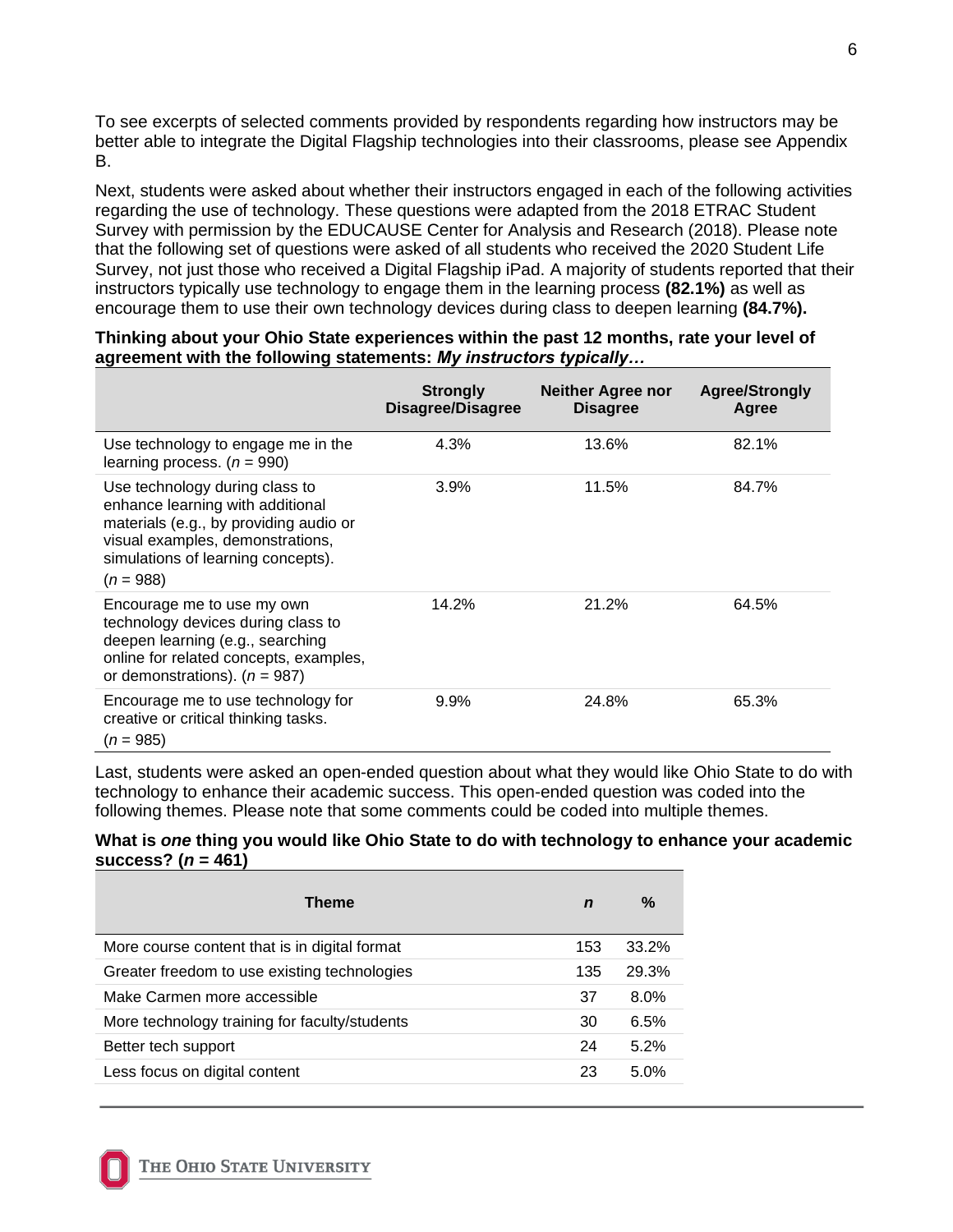To see excerpts of selected comments provided by respondents regarding how instructors may be better able to integrate the Digital Flagship technologies into their classrooms, please see Appendix B.

Next, students were asked about whether their instructors engaged in each of the following activities regarding the use of technology. These questions were adapted from the 2018 ETRAC Student Survey with permission by the EDUCAUSE Center for Analysis and Research (2018). Please note that the following set of questions were asked of all students who received the 2020 Student Life Survey, not just those who received a Digital Flagship iPad. A majority of students reported that their instructors typically use technology to engage them in the learning process **(82.1%)** as well as encourage them to use their own technology devices during class to deepen learning **(84.7%).**

**Thinking about your Ohio State experiences within the past 12 months, rate your level of agreement with the following statements: *My instructors typically…***

| | Strongly Disagree/Disagree | Neither Agree nor Disagree | Agree/Strongly Agree |
|---|---|---|---|
| Use technology to engage me in the learning process. (*n* = 990) | 4.3% | 13.6% | 82.1% |
| Use technology during class to enhance learning with additional materials (e.g., by providing audio or visual examples, demonstrations, simulations of learning concepts). (*n* = 988) | 3.9% | 11.5% | 84.7% |
| Encourage me to use my own technology devices during class to deepen learning (e.g., searching online for related concepts, examples, or demonstrations). (*n* = 987) | 14.2% | 21.2% | 64.5% |
| Encourage me to use technology for creative or critical thinking tasks. (*n* = 985) | 9.9% | 24.8% | 65.3% |

Last, students were asked an open-ended question about what they would like Ohio State to do with technology to enhance their academic success. This open-ended question was coded into the following themes. Please note that some comments could be coded into multiple themes.

**What is *one* thing you would like Ohio State to do with technology to enhance your academic success? (*n* = 461)**

| Theme | *n* | % |
|---|---|---|
| More course content that is in digital format | 153 | 33.2% |
| Greater freedom to use existing technologies | 135 | 29.3% |
| Make Carmen more accessible | 37 | 8.0% |
| More technology training for faculty/students | 30 | 6.5% |
| Better tech support | 24 | 5.2% |
| Less focus on digital content | 23 | 5.0% |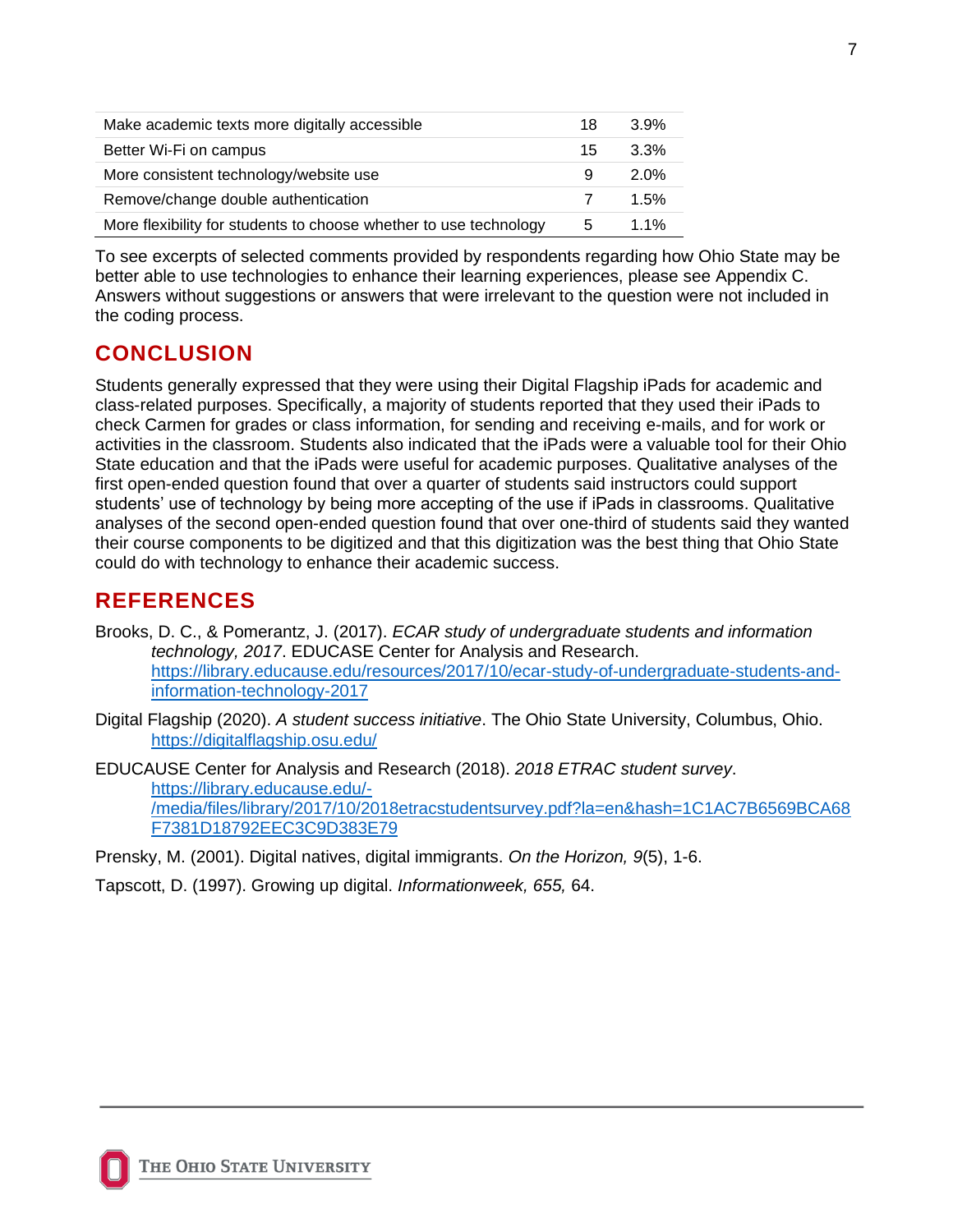| | | |
|---|---|---|
| Make academic texts more digitally accessible | 18 | 3.9% |
| Better Wi-Fi on campus | 15 | 3.3% |
| More consistent technology/website use | 9 | 2.0% |
| Remove/change double authentication | 7 | 1.5% |
| More flexibility for students to choose whether to use technology | 5 | 1.1% |

To see excerpts of selected comments provided by respondents regarding how Ohio State may be better able to use technologies to enhance their learning experiences, please see Appendix C. Answers without suggestions or answers that were irrelevant to the question were not included in the coding process.

## CONCLUSION

Students generally expressed that they were using their Digital Flagship iPads for academic and class-related purposes. Specifically, a majority of students reported that they used their iPads to check Carmen for grades or class information, for sending and receiving e-mails, and for work or activities in the classroom. Students also indicated that the iPads were a valuable tool for their Ohio State education and that the iPads were useful for academic purposes. Qualitative analyses of the first open-ended question found that over a quarter of students said instructors could support students' use of technology by being more accepting of the use if iPads in classrooms. Qualitative analyses of the second open-ended question found that over one-third of students said they wanted their course components to be digitized and that this digitization was the best thing that Ohio State could do with technology to enhance their academic success.

## REFERENCES

Brooks, D. C., & Pomerantz, J. (2017). *ECAR study of undergraduate students and information technology, 2017*. EDUCASE Center for Analysis and Research. https://library.educause.edu/resources/2017/10/ecar-study-of-undergraduate-students-and-information-technology-2017

Digital Flagship (2020). *A student success initiative*. The Ohio State University, Columbus, Ohio. https://digitalflagship.osu.edu/

EDUCAUSE Center for Analysis and Research (2018). *2018 ETRAC student survey*. https://library.educause.edu/-/media/files/library/2017/10/2018etracstudentsurvey.pdf?la=en&hash=1C1AC7B6569BCA68F7381D18792EEC3C9D383E79

Prensky, M. (2001). Digital natives, digital immigrants. *On the Horizon, 9*(5), 1-6.

Tapscott, D. (1997). Growing up digital. *Informationweek, 655,* 64.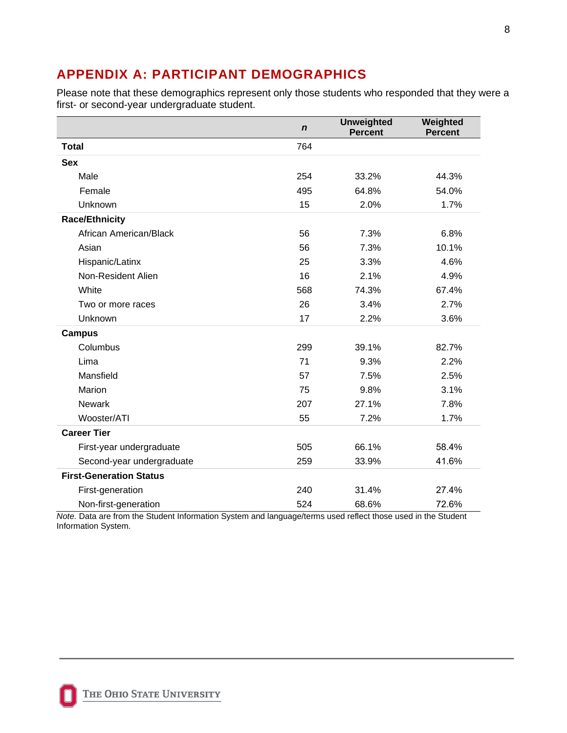# APPENDIX A: PARTICIPANT DEMOGRAPHICS

Please note that these demographics represent only those students who responded that they were a first- or second-year undergraduate student.

| | *n* | Unweighted Percent | Weighted Percent |
|---|---|---|---|
| **Total** | 764 | | |
| **Sex** | | | |
| Male | 254 | 33.2% | 44.3% |
| Female | 495 | 64.8% | 54.0% |
| Unknown | 15 | 2.0% | 1.7% |
| **Race/Ethnicity** | | | |
| African American/Black | 56 | 7.3% | 6.8% |
| Asian | 56 | 7.3% | 10.1% |
| Hispanic/Latinx | 25 | 3.3% | 4.6% |
| Non-Resident Alien | 16 | 2.1% | 4.9% |
| White | 568 | 74.3% | 67.4% |
| Two or more races | 26 | 3.4% | 2.7% |
| Unknown | 17 | 2.2% | 3.6% |
| **Campus** | | | |
| Columbus | 299 | 39.1% | 82.7% |
| Lima | 71 | 9.3% | 2.2% |
| Mansfield | 57 | 7.5% | 2.5% |
| Marion | 75 | 9.8% | 3.1% |
| Newark | 207 | 27.1% | 7.8% |
| Wooster/ATI | 55 | 7.2% | 1.7% |
| **Career Tier** | | | |
| First-year undergraduate | 505 | 66.1% | 58.4% |
| Second-year undergraduate | 259 | 33.9% | 41.6% |
| **First-Generation Status** | | | |
| First-generation | 240 | 31.4% | 27.4% |
| Non-first-generation | 524 | 68.6% | 72.6% |

*Note.* Data are from the Student Information System and language/terms used reflect those used in the Student Information System.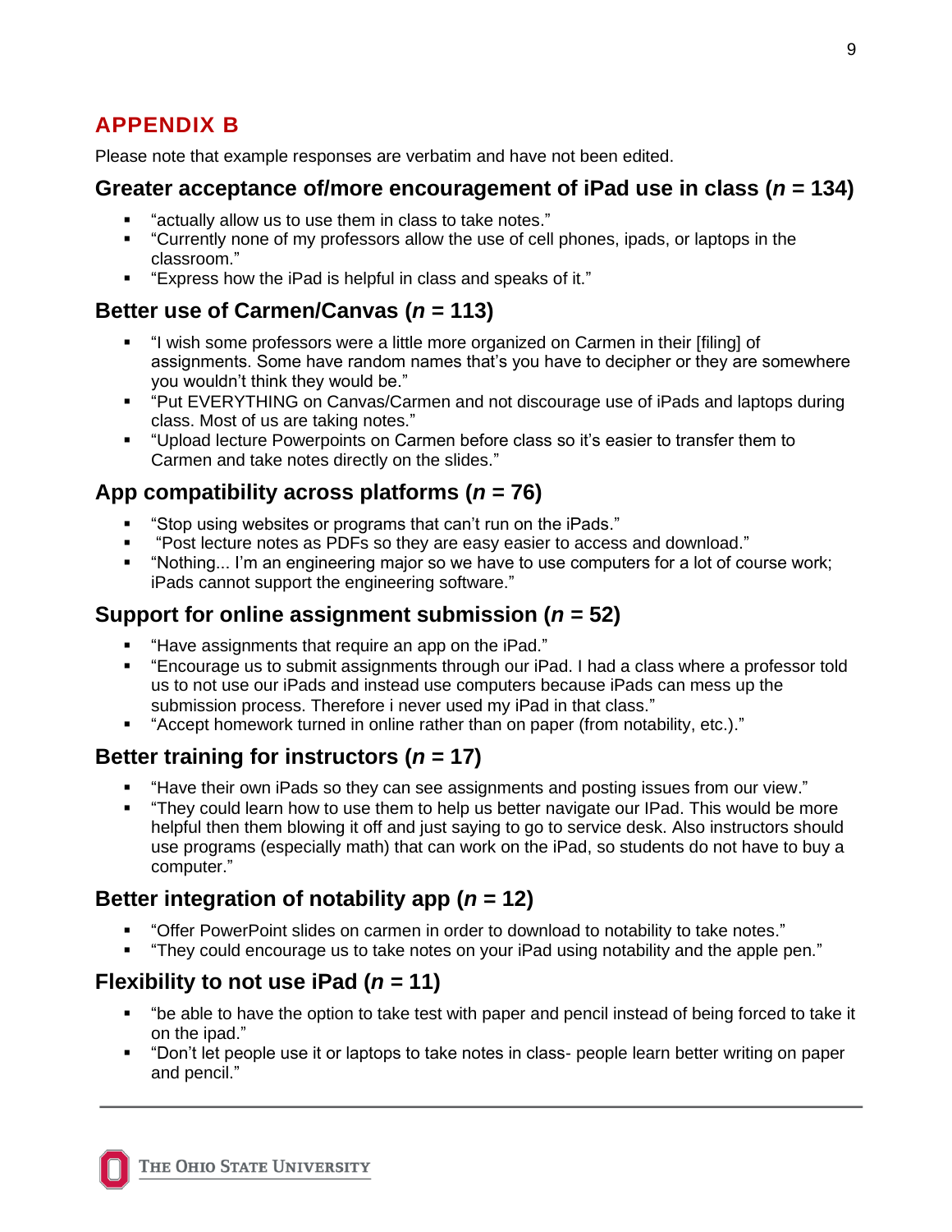## APPENDIX B

Please note that example responses are verbatim and have not been edited.

### Greater acceptance of/more encouragement of iPad use in class (*n* = 134)

- "actually allow us to use them in class to take notes."
- "Currently none of my professors allow the use of cell phones, ipads, or laptops in the classroom."
- "Express how the iPad is helpful in class and speaks of it."

### Better use of Carmen/Canvas (*n* = 113)

- "I wish some professors were a little more organized on Carmen in their [filing] of assignments. Some have random names that's you have to decipher or they are somewhere you wouldn't think they would be."
- "Put EVERYTHING on Canvas/Carmen and not discourage use of iPads and laptops during class. Most of us are taking notes."
- "Upload lecture Powerpoints on Carmen before class so it's easier to transfer them to Carmen and take notes directly on the slides."

### App compatibility across platforms (*n* = 76)

- "Stop using websites or programs that can't run on the iPads."
- "Post lecture notes as PDFs so they are easy easier to access and download."
- "Nothing... I'm an engineering major so we have to use computers for a lot of course work; iPads cannot support the engineering software."

### Support for online assignment submission (*n* = 52)

- "Have assignments that require an app on the iPad."
- "Encourage us to submit assignments through our iPad. I had a class where a professor told us to not use our iPads and instead use computers because iPads can mess up the submission process. Therefore i never used my iPad in that class."
- "Accept homework turned in online rather than on paper (from notability, etc.)."

### Better training for instructors (*n* = 17)

- "Have their own iPads so they can see assignments and posting issues from our view."
- "They could learn how to use them to help us better navigate our IPad. This would be more helpful then them blowing it off and just saying to go to service desk. Also instructors should use programs (especially math) that can work on the iPad, so students do not have to buy a computer."

### Better integration of notability app (*n* = 12)

- "Offer PowerPoint slides on carmen in order to download to notability to take notes."
- "They could encourage us to take notes on your iPad using notability and the apple pen."

### Flexibility to not use iPad (*n* = 11)

- "be able to have the option to take test with paper and pencil instead of being forced to take it on the ipad."
- "Don't let people use it or laptops to take notes in class- people learn better writing on paper and pencil."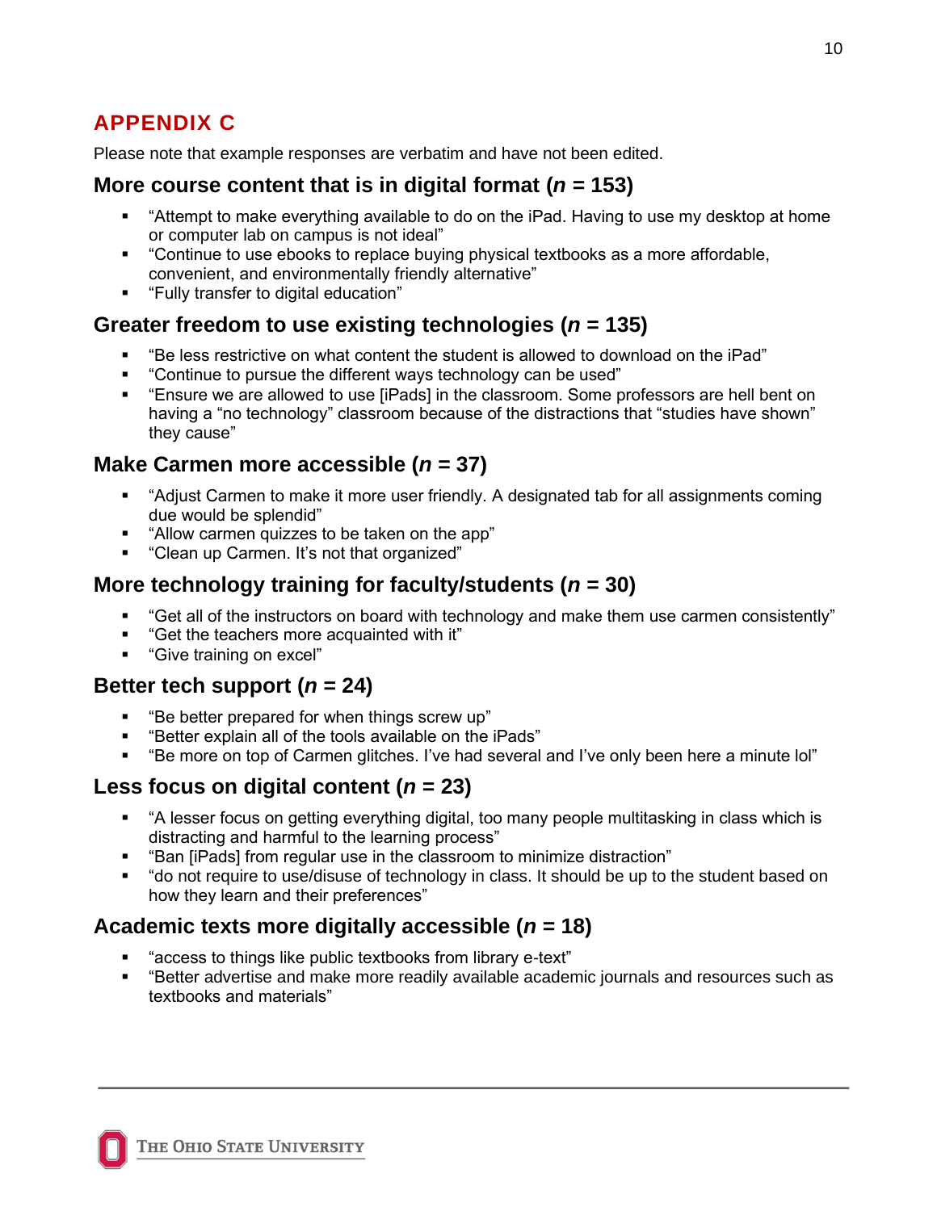## APPENDIX C

Please note that example responses are verbatim and have not been edited.

### More course content that is in digital format (*n* = 153)

- "Attempt to make everything available to do on the iPad. Having to use my desktop at home or computer lab on campus is not ideal"
- "Continue to use ebooks to replace buying physical textbooks as a more affordable, convenient, and environmentally friendly alternative"
- "Fully transfer to digital education"

### Greater freedom to use existing technologies (*n* = 135)

- "Be less restrictive on what content the student is allowed to download on the iPad"
- "Continue to pursue the different ways technology can be used"
- "Ensure we are allowed to use [iPads] in the classroom. Some professors are hell bent on having a "no technology" classroom because of the distractions that "studies have shown" they cause"

### Make Carmen more accessible (*n* = 37)

- "Adjust Carmen to make it more user friendly. A designated tab for all assignments coming due would be splendid"
- "Allow carmen quizzes to be taken on the app"
- "Clean up Carmen. It's not that organized"

### More technology training for faculty/students (*n* = 30)

- "Get all of the instructors on board with technology and make them use carmen consistently"
- "Get the teachers more acquainted with it"
- "Give training on excel"

### Better tech support (*n* = 24)

- "Be better prepared for when things screw up"
- "Better explain all of the tools available on the iPads"
- "Be more on top of Carmen glitches. I've had several and I've only been here a minute lol"

### Less focus on digital content (*n* = 23)

- "A lesser focus on getting everything digital, too many people multitasking in class which is distracting and harmful to the learning process"
- "Ban [iPads] from regular use in the classroom to minimize distraction"
- "do not require to use/disuse of technology in class. It should be up to the student based on how they learn and their preferences"

### Academic texts more digitally accessible (*n* = 18)

- "access to things like public textbooks from library e-text"
- "Better advertise and make more readily available academic journals and resources such as textbooks and materials"